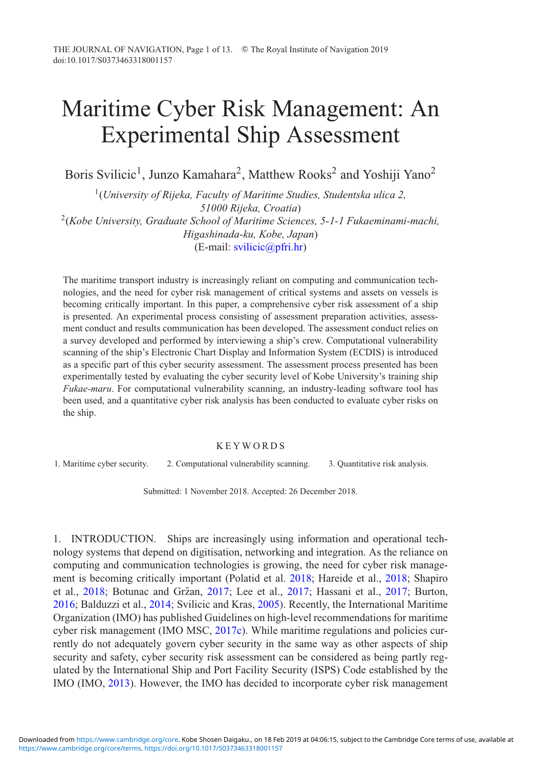# Maritime Cyber Risk Management: An Experimental Ship Assessment

Boris Svilicic[1], Junzo Kamahara[2], Matthew Rooks[2] and Yoshiji Yano[2]

[1](*University of Rijeka, Faculty of Maritime Studies, Studentska ulica 2, 51000 Rijeka, Croatia*)
[2](*Kobe University, Graduate School of Maritime Sciences, 5-1-1 Fukaeminami-machi, Higashinada-ku, Kobe, Japan*)
(E-mail: svilicic@pfri.hr)

The maritime transport industry is increasingly reliant on computing and communication technologies, and the need for cyber risk management of critical systems and assets on vessels is becoming critically important. In this paper, a comprehensive cyber risk assessment of a ship is presented. An experimental process consisting of assessment preparation activities, assessment conduct and results communication has been developed. The assessment conduct relies on a survey developed and performed by interviewing a ship's crew. Computational vulnerability scanning of the ship's Electronic Chart Display and Information System (ECDIS) is introduced as a specific part of this cyber security assessment. The assessment process presented has been experimentally tested by evaluating the cyber security level of Kobe University's training ship *Fukae-maru*. For computational vulnerability scanning, an industry-leading software tool has been used, and a quantitative cyber risk analysis has been conducted to evaluate cyber risks on the ship.

## KEYWORDS

1. Maritime cyber security. 2. Computational vulnerability scanning. 3. Quantitative risk analysis.

Submitted: 1 November 2018. Accepted: 26 December 2018.

## 1. INTRODUCTION.

Ships are increasingly using information and operational technology systems that depend on digitisation, networking and integration. As the reliance on computing and communication technologies is growing, the need for cyber risk management is becoming critically important (Polatid et al. 2018; Hareide et al., 2018; Shapiro et al., 2018; Botunac and Gržan, 2017; Lee et al., 2017; Hassani et al., 2017; Burton, 2016; Balduzzi et al., 2014; Svilicic and Kras, 2005). Recently, the International Maritime Organization (IMO) has published Guidelines on high-level recommendations for maritime cyber risk management (IMO MSC, 2017c). While maritime regulations and policies currently do not adequately govern cyber security in the same way as other aspects of ship security and safety, cyber security risk assessment can be considered as being partly regulated by the International Ship and Port Facility Security (ISPS) Code established by the IMO (IMO, 2013). However, the IMO has decided to incorporate cyber risk management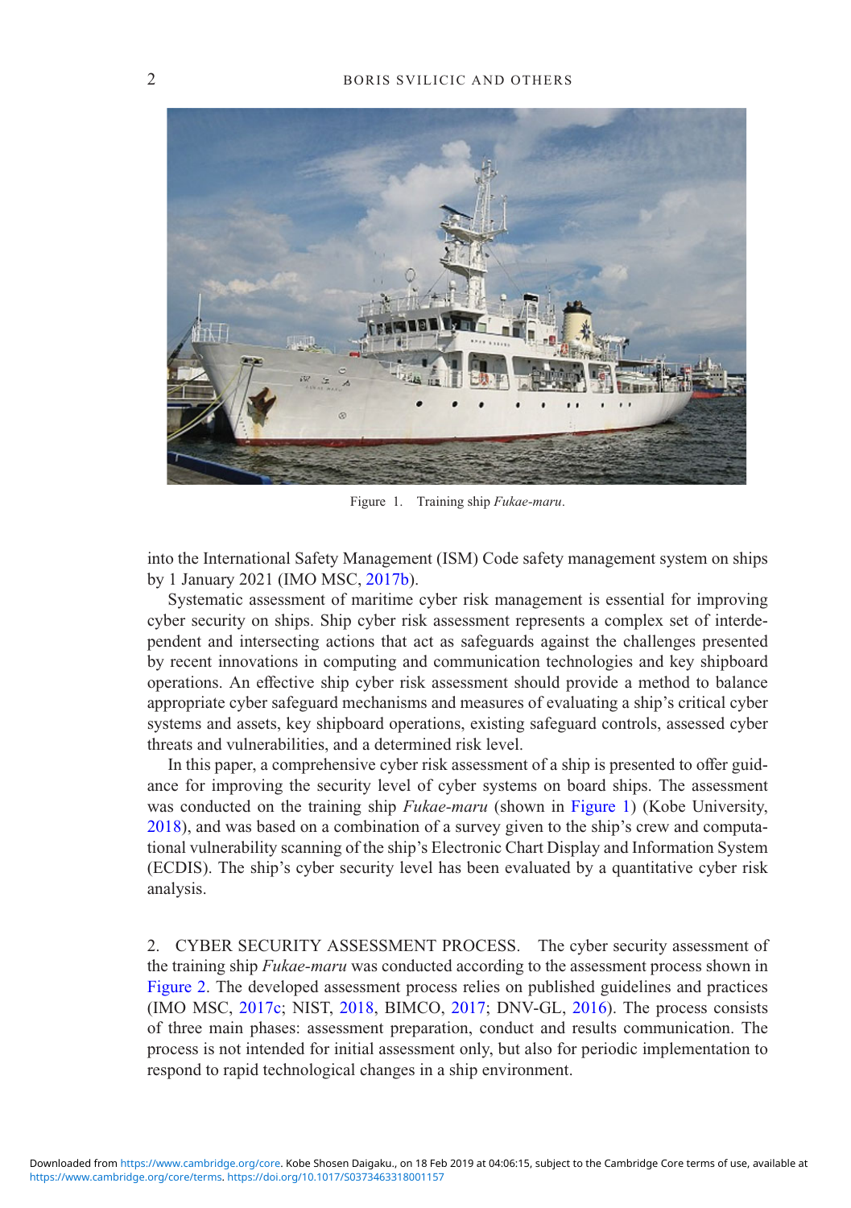Figure 1. Training ship *Fukae-maru*.

into the International Safety Management (ISM) Code safety management system on ships by 1 January 2021 (IMO MSC, 2017b).

Systematic assessment of maritime cyber risk management is essential for improving cyber security on ships. Ship cyber risk assessment represents a complex set of interdependent and intersecting actions that act as safeguards against the challenges presented by recent innovations in computing and communication technologies and key shipboard operations. An effective ship cyber risk assessment should provide a method to balance appropriate cyber safeguard mechanisms and measures of evaluating a ship's critical cyber systems and assets, key shipboard operations, existing safeguard controls, assessed cyber threats and vulnerabilities, and a determined risk level.

In this paper, a comprehensive cyber risk assessment of a ship is presented to offer guidance for improving the security level of cyber systems on board ships. The assessment was conducted on the training ship *Fukae-maru* (shown in Figure 1) (Kobe University, 2018), and was based on a combination of a survey given to the ship's crew and computational vulnerability scanning of the ship's Electronic Chart Display and Information System (ECDIS). The ship's cyber security level has been evaluated by a quantitative cyber risk analysis.

## 2. CYBER SECURITY ASSESSMENT PROCESS.

The cyber security assessment of the training ship *Fukae-maru* was conducted according to the assessment process shown in Figure 2. The developed assessment process relies on published guidelines and practices (IMO MSC, 2017c; NIST, 2018, BIMCO, 2017; DNV-GL, 2016). The process consists of three main phases: assessment preparation, conduct and results communication. The process is not intended for initial assessment only, but also for periodic implementation to respond to rapid technological changes in a ship environment.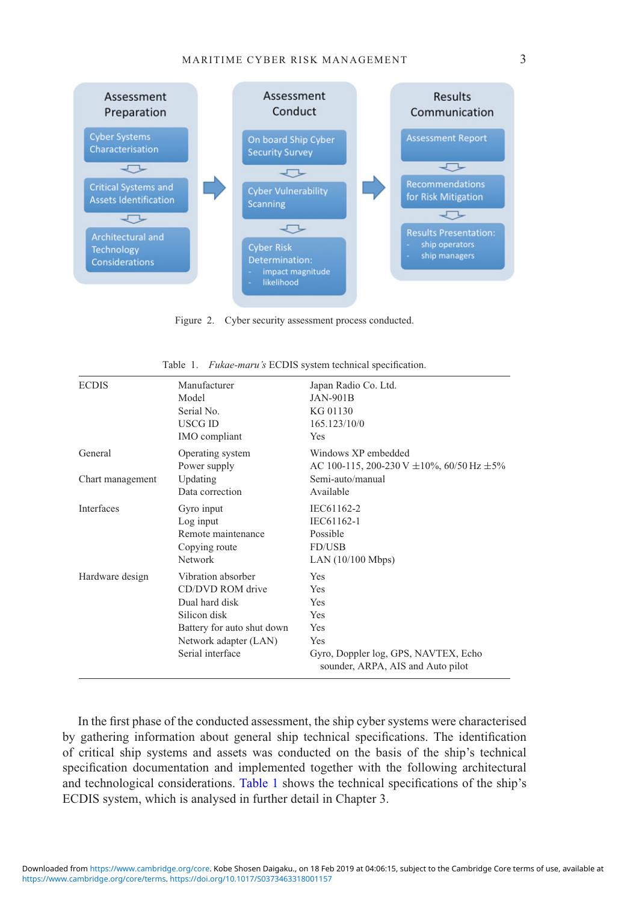**Assessment Preparation**
- Cyber Systems Characterisation
- Critical Systems and Assets Identification
- Architectural and Technology Considerations

**Assessment Conduct**
- On board Ship Cyber Security Survey
- Cyber Vulnerability Scanning
- Cyber Risk Determination:
  - impact magnitude
  - likelihood

**Results Communication**
- Assessment Report
- Recommendations for Risk Mitigation
- Results Presentation:
  - ship operators
  - ship managers

Figure 2. Cyber security assessment process conducted.

Table 1. *Fukae-maru's* ECDIS system technical specification.

| | | |
|---|---|---|
| ECDIS | Manufacturer | Japan Radio Co. Ltd. |
| | Model | JAN-901B |
| | Serial No. | KG 01130 |
| | USCG ID | 165.123/10/0 |
| | IMO compliant | Yes |
| General | Operating system | Windows XP embedded |
| | Power supply | AC 100-115, 200-230 V ±10%, 60/50 Hz ±5% |
| Chart management | Updating | Semi-auto/manual |
| | Data correction | Available |
| Interfaces | Gyro input | IEC61162-2 |
| | Log input | IEC61162-1 |
| | Remote maintenance | Possible |
| | Copying route | FD/USB |
| | Network | LAN (10/100 Mbps) |
| Hardware design | Vibration absorber | Yes |
| | CD/DVD ROM drive | Yes |
| | Dual hard disk | Yes |
| | Silicon disk | Yes |
| | Battery for auto shut down | Yes |
| | Network adapter (LAN) | Yes |
| | Serial interface | Gyro, Doppler log, GPS, NAVTEX, Echo sounder, ARPA, AIS and Auto pilot |

In the first phase of the conducted assessment, the ship cyber systems were characterised by gathering information about general ship technical specifications. The identification of critical ship systems and assets was conducted on the basis of the ship's technical specification documentation and implemented together with the following architectural and technological considerations. Table 1 shows the technical specifications of the ship's ECDIS system, which is analysed in further detail in Chapter 3.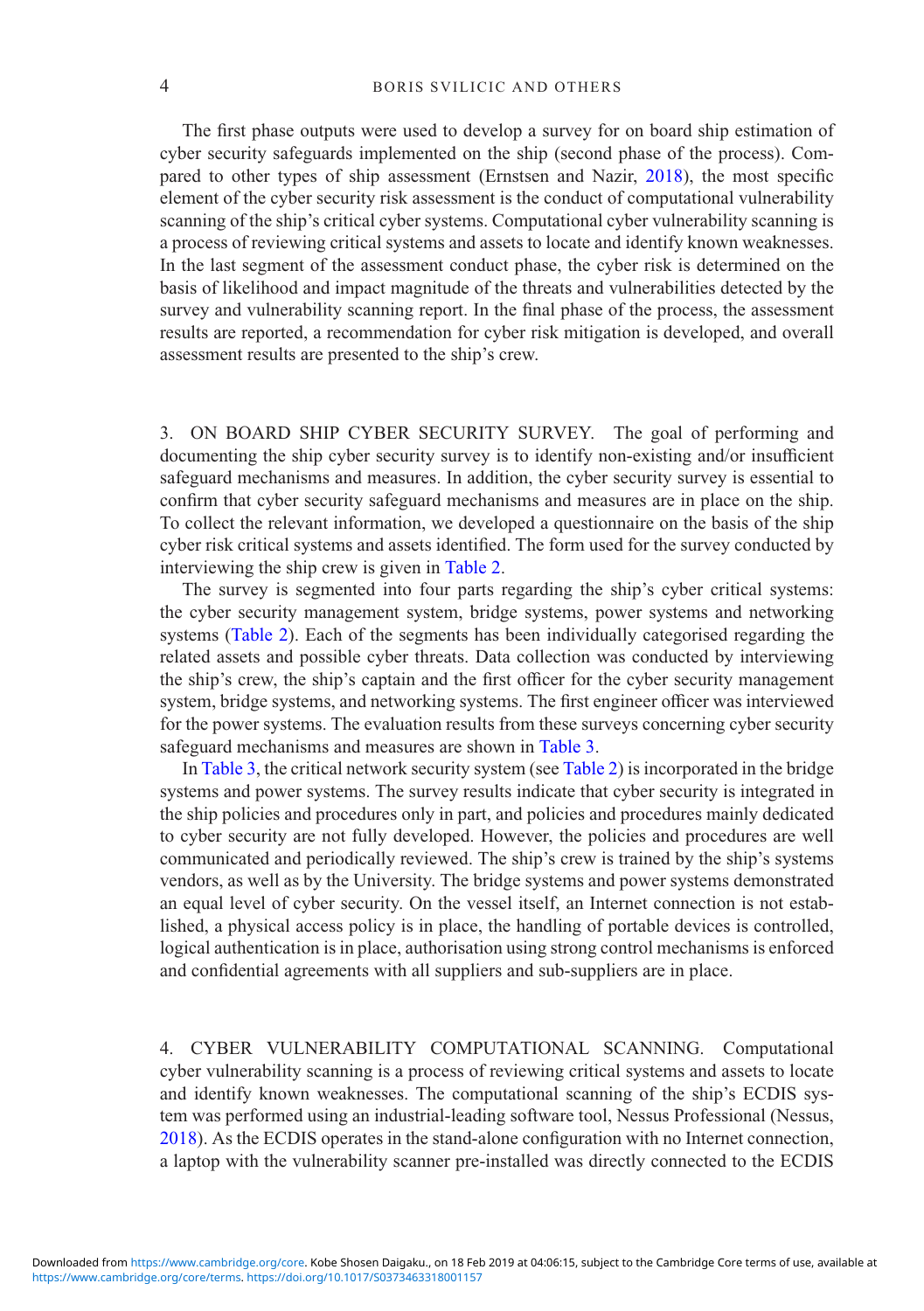The first phase outputs were used to develop a survey for on board ship estimation of cyber security safeguards implemented on the ship (second phase of the process). Compared to other types of ship assessment (Ernstsen and Nazir, 2018), the most specific element of the cyber security risk assessment is the conduct of computational vulnerability scanning of the ship's critical cyber systems. Computational cyber vulnerability scanning is a process of reviewing critical systems and assets to locate and identify known weaknesses. In the last segment of the assessment conduct phase, the cyber risk is determined on the basis of likelihood and impact magnitude of the threats and vulnerabilities detected by the survey and vulnerability scanning report. In the final phase of the process, the assessment results are reported, a recommendation for cyber risk mitigation is developed, and overall assessment results are presented to the ship's crew.

## 3. ON BOARD SHIP CYBER SECURITY SURVEY.

The goal of performing and documenting the ship cyber security survey is to identify non-existing and/or insufficient safeguard mechanisms and measures. In addition, the cyber security survey is essential to confirm that cyber security safeguard mechanisms and measures are in place on the ship. To collect the relevant information, we developed a questionnaire on the basis of the ship cyber risk critical systems and assets identified. The form used for the survey conducted by interviewing the ship crew is given in Table 2.

The survey is segmented into four parts regarding the ship's cyber critical systems: the cyber security management system, bridge systems, power systems and networking systems (Table 2). Each of the segments has been individually categorised regarding the related assets and possible cyber threats. Data collection was conducted by interviewing the ship's crew, the ship's captain and the first officer for the cyber security management system, bridge systems, and networking systems. The first engineer officer was interviewed for the power systems. The evaluation results from these surveys concerning cyber security safeguard mechanisms and measures are shown in Table 3.

In Table 3, the critical network security system (see Table 2) is incorporated in the bridge systems and power systems. The survey results indicate that cyber security is integrated in the ship policies and procedures only in part, and policies and procedures mainly dedicated to cyber security are not fully developed. However, the policies and procedures are well communicated and periodically reviewed. The ship's crew is trained by the ship's systems vendors, as well as by the University. The bridge systems and power systems demonstrated an equal level of cyber security. On the vessel itself, an Internet connection is not established, a physical access policy is in place, the handling of portable devices is controlled, logical authentication is in place, authorisation using strong control mechanisms is enforced and confidential agreements with all suppliers and sub-suppliers are in place.

## 4. CYBER VULNERABILITY COMPUTATIONAL SCANNING.

Computational cyber vulnerability scanning is a process of reviewing critical systems and assets to locate and identify known weaknesses. The computational scanning of the ship's ECDIS system was performed using an industrial-leading software tool, Nessus Professional (Nessus, 2018). As the ECDIS operates in the stand-alone configuration with no Internet connection, a laptop with the vulnerability scanner pre-installed was directly connected to the ECDIS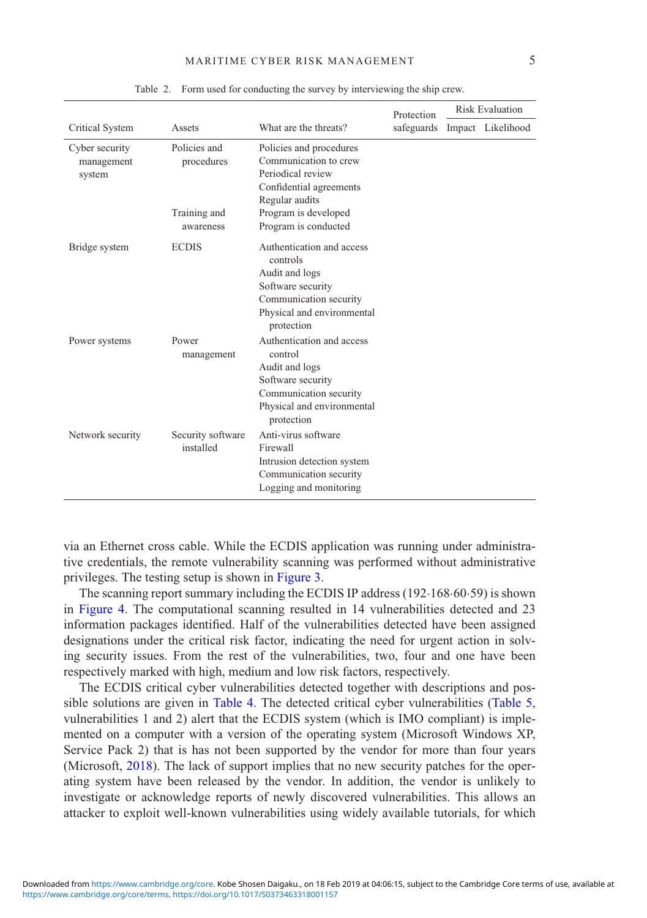Table 2. Form used for conducting the survey by interviewing the ship crew.

| Critical System | Assets | What are the threats? | Protection safeguards | Risk Evaluation | |
|---|---|---|---|---|---|
| | | | | Impact | Likelihood |
| Cyber security management system | Policies and procedures | Policies and procedures<br>Communication to crew<br>Periodical review<br>Confidential agreements<br>Regular audits | | | |
| | Training and awareness | Program is developed<br>Program is conducted | | | |
| Bridge system | ECDIS | Authentication and access controls<br>Audit and logs<br>Software security<br>Communication security<br>Physical and environmental protection | | | |
| Power systems | Power management | Authentication and access control<br>Audit and logs<br>Software security<br>Communication security<br>Physical and environmental protection | | | |
| Network security | Security software installed | Anti-virus software<br>Firewall<br>Intrusion detection system<br>Communication security<br>Logging and monitoring | | | |

via an Ethernet cross cable. While the ECDIS application was running under administrative credentials, the remote vulnerability scanning was performed without administrative privileges. The testing setup is shown in Figure 3.

The scanning report summary including the ECDIS IP address (192·168·60·59) is shown in Figure 4. The computational scanning resulted in 14 vulnerabilities detected and 23 information packages identified. Half of the vulnerabilities detected have been assigned designations under the critical risk factor, indicating the need for urgent action in solving security issues. From the rest of the vulnerabilities, two, four and one have been respectively marked with high, medium and low risk factors, respectively.

The ECDIS critical cyber vulnerabilities detected together with descriptions and possible solutions are given in Table 4. The detected critical cyber vulnerabilities (Table 5, vulnerabilities 1 and 2) alert that the ECDIS system (which is IMO compliant) is implemented on a computer with a version of the operating system (Microsoft Windows XP, Service Pack 2) that is has not been supported by the vendor for more than four years (Microsoft, 2018). The lack of support implies that no new security patches for the operating system have been released by the vendor. In addition, the vendor is unlikely to investigate or acknowledge reports of newly discovered vulnerabilities. This allows an attacker to exploit well-known vulnerabilities using widely available tutorials, for which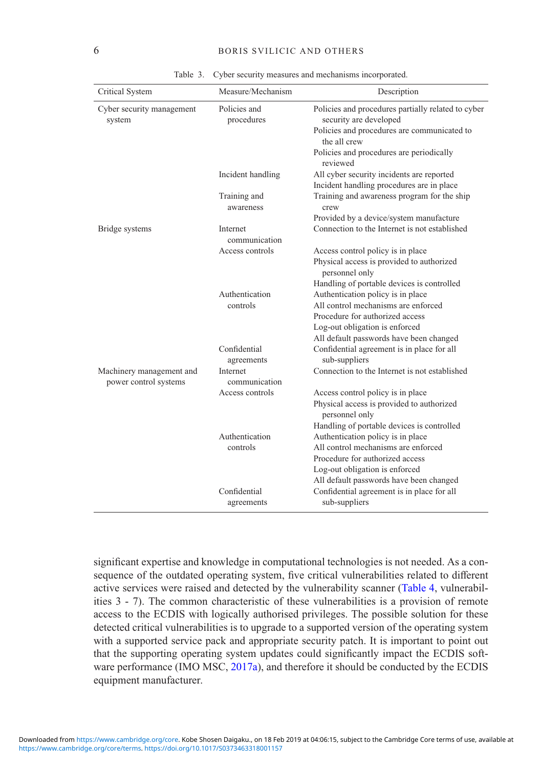Table 3. Cyber security measures and mechanisms incorporated.

| Critical System | Measure/Mechanism | Description |
|---|---|---|
| Cyber security management system | Policies and procedures | Policies and procedures partially related to cyber security are developed<br>Policies and procedures are communicated to the all crew<br>Policies and procedures are periodically reviewed |
| | Incident handling | All cyber security incidents are reported<br>Incident handling procedures are in place |
| | Training and awareness | Training and awareness program for the ship crew<br>Provided by a device/system manufacture |
| Bridge systems | Internet communication | Connection to the Internet is not established |
| | Access controls | Access control policy is in place<br>Physical access is provided to authorized personnel only<br>Handling of portable devices is controlled |
| | Authentication controls | Authentication policy is in place<br>All control mechanisms are enforced<br>Procedure for authorized access<br>Log-out obligation is enforced<br>All default passwords have been changed |
| | Confidential agreements | Confidential agreement is in place for all sub-suppliers |
| Machinery management and power control systems | Internet communication | Connection to the Internet is not established |
| | Access controls | Access control policy is in place<br>Physical access is provided to authorized personnel only<br>Handling of portable devices is controlled |
| | Authentication controls | Authentication policy is in place<br>All control mechanisms are enforced<br>Procedure for authorized access<br>Log-out obligation is enforced<br>All default passwords have been changed |
| | Confidential agreements | Confidential agreement is in place for all sub-suppliers |

significant expertise and knowledge in computational technologies is not needed. As a consequence of the outdated operating system, five critical vulnerabilities related to different active services were raised and detected by the vulnerability scanner (Table 4, vulnerabilities 3 - 7). The common characteristic of these vulnerabilities is a provision of remote access to the ECDIS with logically authorised privileges. The possible solution for these detected critical vulnerabilities is to upgrade to a supported version of the operating system with a supported service pack and appropriate security patch. It is important to point out that the supporting operating system updates could significantly impact the ECDIS software performance (IMO MSC, 2017a), and therefore it should be conducted by the ECDIS equipment manufacturer.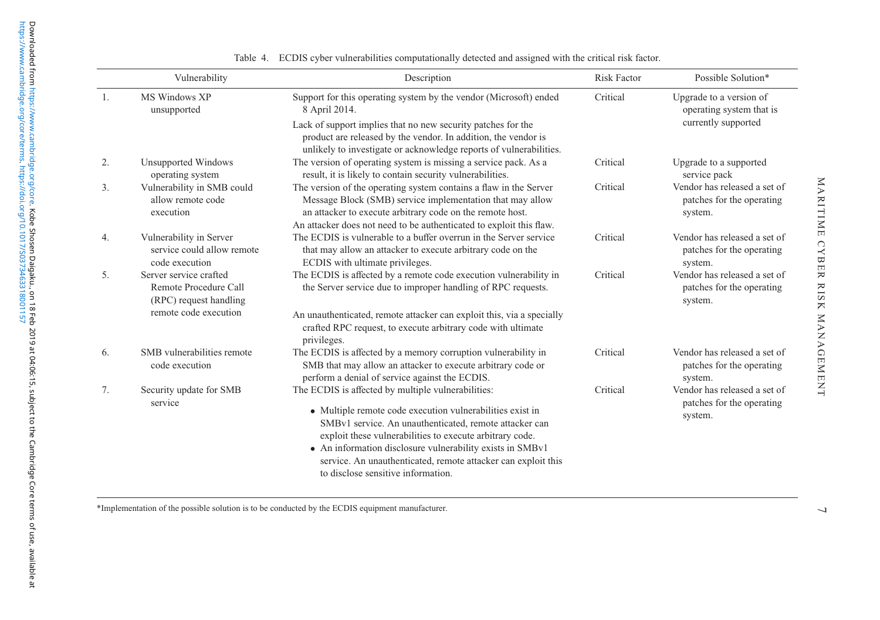Table 4. ECDIS cyber vulnerabilities computationally detected and assigned with the critical risk factor.

| | Vulnerability | Description | Risk Factor | Possible Solution* |
|---|---|---|---|---|
| 1. | MS Windows XP unsupported | Support for this operating system by the vendor (Microsoft) ended 8 April 2014. Lack of support implies that no new security patches for the product are released by the vendor. In addition, the vendor is unlikely to investigate or acknowledge reports of vulnerabilities. | Critical | Upgrade to a version of operating system that is currently supported |
| 2. | Unsupported Windows operating system | The version of operating system is missing a service pack. As a result, it is likely to contain security vulnerabilities. | Critical | Upgrade to a supported service pack |
| 3. | Vulnerability in SMB could allow remote code execution | The version of the operating system contains a flaw in the Server Message Block (SMB) service implementation that may allow an attacker to execute arbitrary code on the remote host. An attacker does not need to be authenticated to exploit this flaw. | Critical | Vendor has released a set of patches for the operating system. |
| 4. | Vulnerability in Server service could allow remote code execution | The ECDIS is vulnerable to a buffer overrun in the Server service that may allow an attacker to execute arbitrary code on the ECDIS with ultimate privileges. | Critical | Vendor has released a set of patches for the operating system. |
| 5. | Server service crafted Remote Procedure Call (RPC) request handling remote code execution | The ECDIS is affected by a remote code execution vulnerability in the Server service due to improper handling of RPC requests. An unauthenticated, remote attacker can exploit this, via a specially crafted RPC request, to execute arbitrary code with ultimate privileges. | Critical | Vendor has released a set of patches for the operating system. |
| 6. | SMB vulnerabilities remote code execution | The ECDIS is affected by a memory corruption vulnerability in SMB that may allow an attacker to execute arbitrary code or perform a denial of service against the ECDIS. | Critical | Vendor has released a set of patches for the operating system. |
| 7. | Security update for SMB service | The ECDIS is affected by multiple vulnerabilities: • Multiple remote code execution vulnerabilities exist in SMBv1 service. An unauthenticated, remote attacker can exploit these vulnerabilities to execute arbitrary code. • An information disclosure vulnerability exists in SMBv1 service. An unauthenticated, remote attacker can exploit this to disclose sensitive information. | Critical | Vendor has released a set of patches for the operating system. |

*Implementation of the possible solution is to be conducted by the ECDIS equipment manufacturer.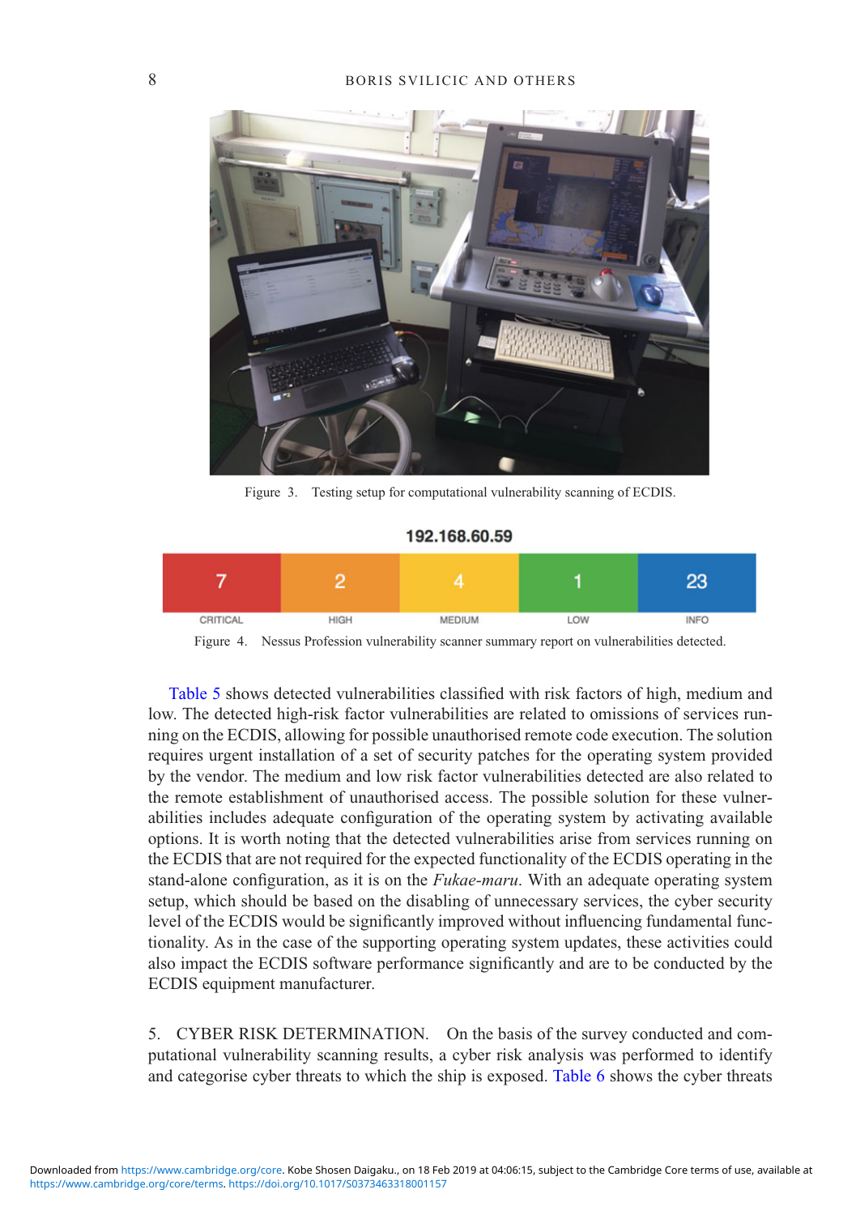Figure 3. Testing setup for computational vulnerability scanning of ECDIS.

192.168.60.59

| 7 | 2 | 4 | 1 | 23 |
|---|---|---|---|---|
| CRITICAL | HIGH | MEDIUM | LOW | INFO |

Figure 4. Nessus Profession vulnerability scanner summary report on vulnerabilities detected.

Table 5 shows detected vulnerabilities classified with risk factors of high, medium and low. The detected high-risk factor vulnerabilities are related to omissions of services running on the ECDIS, allowing for possible unauthorised remote code execution. The solution requires urgent installation of a set of security patches for the operating system provided by the vendor. The medium and low risk factor vulnerabilities detected are also related to the remote establishment of unauthorised access. The possible solution for these vulnerabilities includes adequate configuration of the operating system by activating available options. It is worth noting that the detected vulnerabilities arise from services running on the ECDIS that are not required for the expected functionality of the ECDIS operating in the stand-alone configuration, as it is on the *Fukae-maru*. With an adequate operating system setup, which should be based on the disabling of unnecessary services, the cyber security level of the ECDIS would be significantly improved without influencing fundamental functionality. As in the case of the supporting operating system updates, these activities could also impact the ECDIS software performance significantly and are to be conducted by the ECDIS equipment manufacturer.

## 5. CYBER RISK DETERMINATION.

On the basis of the survey conducted and computational vulnerability scanning results, a cyber risk analysis was performed to identify and categorise cyber threats to which the ship is exposed. Table 6 shows the cyber threats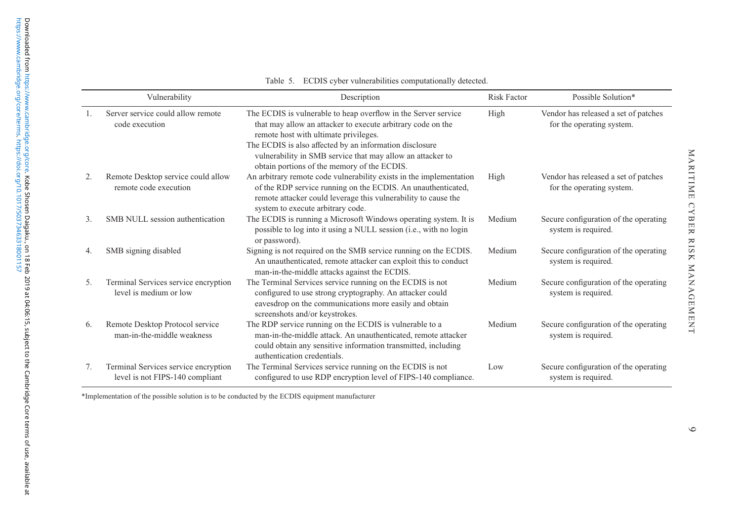Table 5. ECDIS cyber vulnerabilities computationally detected.

| | Vulnerability | Description | Risk Factor | Possible Solution* |
|---|---|---|---|---|
| 1. | Server service could allow remote code execution | The ECDIS is vulnerable to heap overflow in the Server service that may allow an attacker to execute arbitrary code on the remote host with ultimate privileges. The ECDIS is also affected by an information disclosure vulnerability in SMB service that may allow an attacker to obtain portions of the memory of the ECDIS. | High | Vendor has released a set of patches for the operating system. |
| 2. | Remote Desktop service could allow remote code execution | An arbitrary remote code vulnerability exists in the implementation of the RDP service running on the ECDIS. An unauthenticated, remote attacker could leverage this vulnerability to cause the system to execute arbitrary code. | High | Vendor has released a set of patches for the operating system. |
| 3. | SMB NULL session authentication | The ECDIS is running a Microsoft Windows operating system. It is possible to log into it using a NULL session (i.e., with no login or password). | Medium | Secure configuration of the operating system is required. |
| 4. | SMB signing disabled | Signing is not required on the SMB service running on the ECDIS. An unauthenticated, remote attacker can exploit this to conduct man-in-the-middle attacks against the ECDIS. | Medium | Secure configuration of the operating system is required. |
| 5. | Terminal Services service encryption level is medium or low | The Terminal Services service running on the ECDIS is not configured to use strong cryptography. An attacker could eavesdrop on the communications more easily and obtain screenshots and/or keystrokes. | Medium | Secure configuration of the operating system is required. |
| 6. | Remote Desktop Protocol service man-in-the-middle weakness | The RDP service running on the ECDIS is vulnerable to a man-in-the-middle attack. An unauthenticated, remote attacker could obtain any sensitive information transmitted, including authentication credentials. | Medium | Secure configuration of the operating system is required. |
| 7. | Terminal Services service encryption level is not FIPS-140 compliant | The Terminal Services service running on the ECDIS is not configured to use RDP encryption level of FIPS-140 compliance. | Low | Secure configuration of the operating system is required. |

*Implementation of the possible solution is to be conducted by the ECDIS equipment manufacturer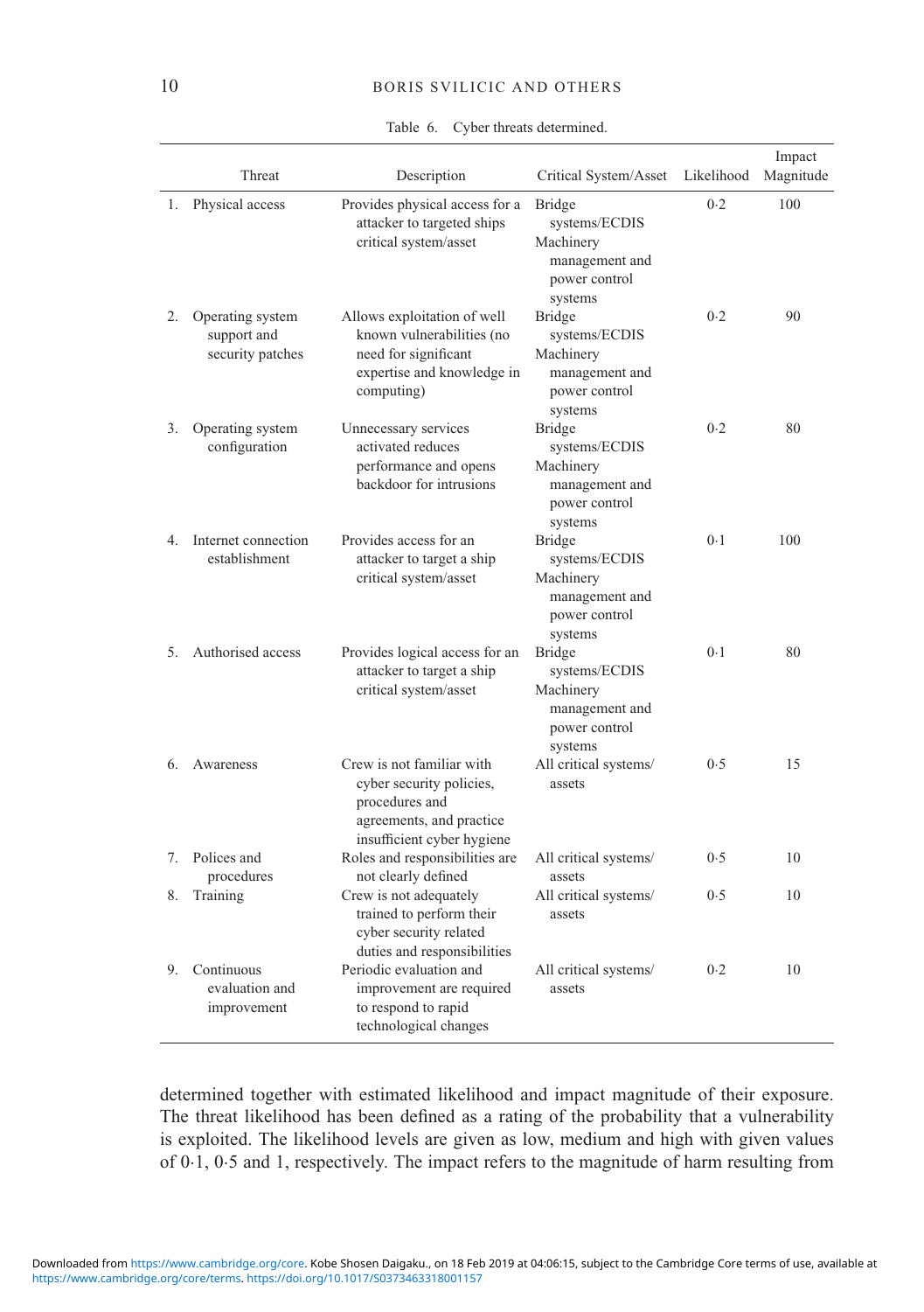Table 6. Cyber threats determined.

| | Threat | Description | Critical System/Asset | Likelihood | Impact Magnitude |
|---|---|---|---|---|---|
| 1. | Physical access | Provides physical access for a attacker to targeted ships critical system/asset | Bridge systems/ECDIS Machinery management and power control systems | 0·2 | 100 |
| 2. | Operating system support and security patches | Allows exploitation of well known vulnerabilities (no need for significant expertise and knowledge in computing) | Bridge systems/ECDIS Machinery management and power control systems | 0·2 | 90 |
| 3. | Operating system configuration | Unnecessary services activated reduces performance and opens backdoor for intrusions | Bridge systems/ECDIS Machinery management and power control systems | 0·2 | 80 |
| 4. | Internet connection establishment | Provides access for an attacker to target a ship critical system/asset | Bridge systems/ECDIS Machinery management and power control systems | 0·1 | 100 |
| 5. | Authorised access | Provides logical access for an attacker to target a ship critical system/asset | Bridge systems/ECDIS Machinery management and power control systems | 0·1 | 80 |
| 6. | Awareness | Crew is not familiar with cyber security policies, procedures and agreements, and practice insufficient cyber hygiene | All critical systems/ assets | 0·5 | 15 |
| 7. | Polices and procedures | Roles and responsibilities are not clearly defined | All critical systems/ assets | 0·5 | 10 |
| 8. | Training | Crew is not adequately trained to perform their cyber security related duties and responsibilities | All critical systems/ assets | 0·5 | 10 |
| 9. | Continuous evaluation and improvement | Periodic evaluation and improvement are required to respond to rapid technological changes | All critical systems/ assets | 0·2 | 10 |

determined together with estimated likelihood and impact magnitude of their exposure. The threat likelihood has been defined as a rating of the probability that a vulnerability is exploited. The likelihood levels are given as low, medium and high with given values of 0·1, 0·5 and 1, respectively. The impact refers to the magnitude of harm resulting from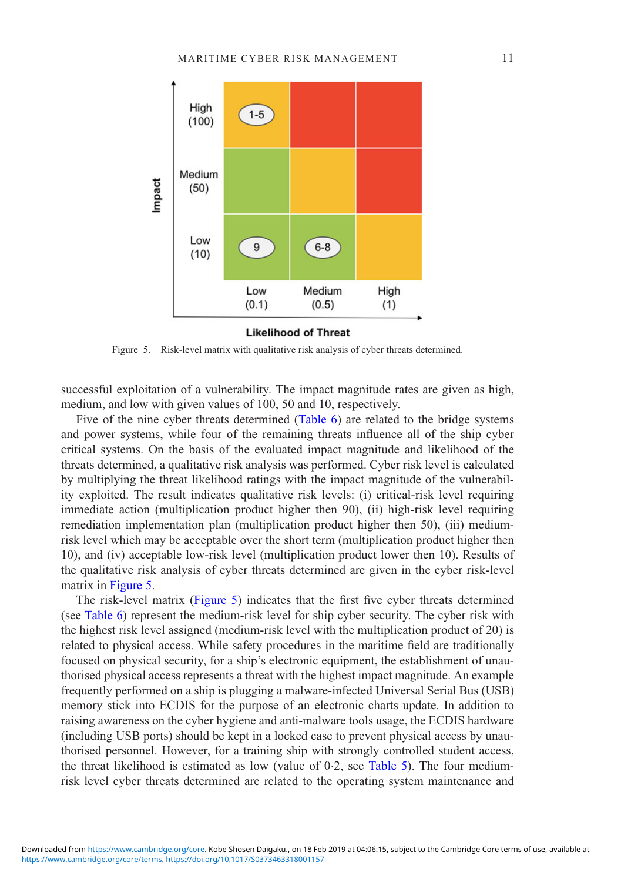Figure 5. Risk-level matrix with qualitative risk analysis of cyber threats determined.

successful exploitation of a vulnerability. The impact magnitude rates are given as high, medium, and low with given values of 100, 50 and 10, respectively.

Five of the nine cyber threats determined (Table 6) are related to the bridge systems and power systems, while four of the remaining threats influence all of the ship cyber critical systems. On the basis of the evaluated impact magnitude and likelihood of the threats determined, a qualitative risk analysis was performed. Cyber risk level is calculated by multiplying the threat likelihood ratings with the impact magnitude of the vulnerability exploited. The result indicates qualitative risk levels: (i) critical-risk level requiring immediate action (multiplication product higher then 90), (ii) high-risk level requiring remediation implementation plan (multiplication product higher then 50), (iii) medium-risk level which may be acceptable over the short term (multiplication product higher then 10), and (iv) acceptable low-risk level (multiplication product lower then 10). Results of the qualitative risk analysis of cyber threats determined are given in the cyber risk-level matrix in Figure 5.

The risk-level matrix (Figure 5) indicates that the first five cyber threats determined (see Table 6) represent the medium-risk level for ship cyber security. The cyber risk with the highest risk level assigned (medium-risk level with the multiplication product of 20) is related to physical access. While safety procedures in the maritime field are traditionally focused on physical security, for a ship's electronic equipment, the establishment of unauthorised physical access represents a threat with the highest impact magnitude. An example frequently performed on a ship is plugging a malware-infected Universal Serial Bus (USB) memory stick into ECDIS for the purpose of an electronic charts update. In addition to raising awareness on the cyber hygiene and anti-malware tools usage, the ECDIS hardware (including USB ports) should be kept in a locked case to prevent physical access by unauthorised personnel. However, for a training ship with strongly controlled student access, the threat likelihood is estimated as low (value of 0·2, see Table 5). The four medium-risk level cyber threats determined are related to the operating system maintenance and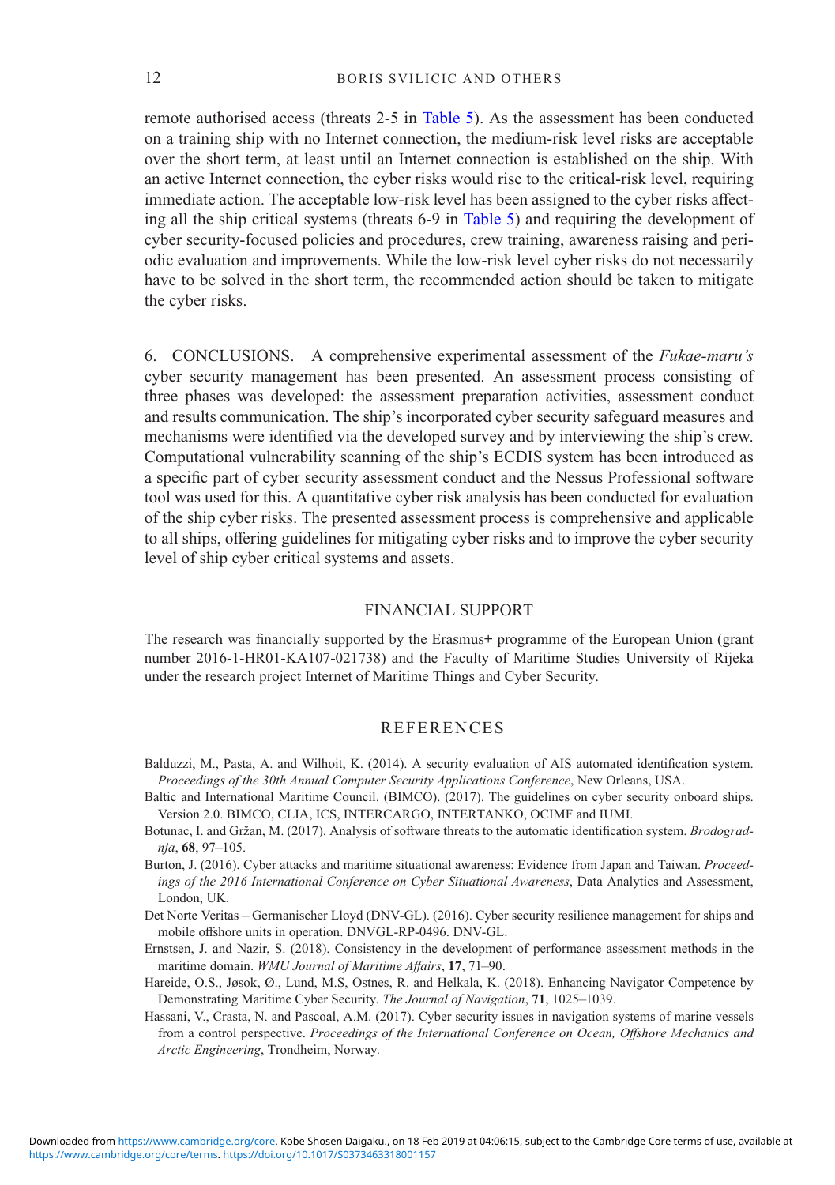remote authorised access (threats 2-5 in Table 5). As the assessment has been conducted on a training ship with no Internet connection, the medium-risk level risks are acceptable over the short term, at least until an Internet connection is established on the ship. With an active Internet connection, the cyber risks would rise to the critical-risk level, requiring immediate action. The acceptable low-risk level has been assigned to the cyber risks affecting all the ship critical systems (threats 6-9 in Table 5) and requiring the development of cyber security-focused policies and procedures, crew training, awareness raising and periodic evaluation and improvements. While the low-risk level cyber risks do not necessarily have to be solved in the short term, the recommended action should be taken to mitigate the cyber risks.

## 6. CONCLUSIONS.

A comprehensive experimental assessment of the *Fukae-maru's* cyber security management has been presented. An assessment process consisting of three phases was developed: the assessment preparation activities, assessment conduct and results communication. The ship's incorporated cyber security safeguard measures and mechanisms were identified via the developed survey and by interviewing the ship's crew. Computational vulnerability scanning of the ship's ECDIS system has been introduced as a specific part of cyber security assessment conduct and the Nessus Professional software tool was used for this. A quantitative cyber risk analysis has been conducted for evaluation of the ship cyber risks. The presented assessment process is comprehensive and applicable to all ships, offering guidelines for mitigating cyber risks and to improve the cyber security level of ship cyber critical systems and assets.

## FINANCIAL SUPPORT

The research was financially supported by the Erasmus+ programme of the European Union (grant number 2016-1-HR01-KA107-021738) and the Faculty of Maritime Studies University of Rijeka under the research project Internet of Maritime Things and Cyber Security.

## REFERENCES

Balduzzi, M., Pasta, A. and Wilhoit, K. (2014). A security evaluation of AIS automated identification system. *Proceedings of the 30th Annual Computer Security Applications Conference*, New Orleans, USA.

Baltic and International Maritime Council. (BIMCO). (2017). The guidelines on cyber security onboard ships. Version 2.0. BIMCO, CLIA, ICS, INTERCARGO, INTERTANKO, OCIMF and IUMI.

Botunac, I. and Gržan, M. (2017). Analysis of software threats to the automatic identification system. *Brodogradnja*, **68**, 97–105.

Burton, J. (2016). Cyber attacks and maritime situational awareness: Evidence from Japan and Taiwan. *Proceedings of the 2016 International Conference on Cyber Situational Awareness*, Data Analytics and Assessment, London, UK.

Det Norte Veritas – Germanischer Lloyd (DNV-GL). (2016). Cyber security resilience management for ships and mobile offshore units in operation. DNVGL-RP-0496. DNV-GL.

Ernstsen, J. and Nazir, S. (2018). Consistency in the development of performance assessment methods in the maritime domain. *WMU Journal of Maritime Affairs*, **17**, 71–90.

Hareide, O.S., Jøsok, Ø., Lund, M.S, Ostnes, R. and Helkala, K. (2018). Enhancing Navigator Competence by Demonstrating Maritime Cyber Security. *The Journal of Navigation*, **71**, 1025–1039.

Hassani, V., Crasta, N. and Pascoal, A.M. (2017). Cyber security issues in navigation systems of marine vessels from a control perspective. *Proceedings of the International Conference on Ocean, Offshore Mechanics and Arctic Engineering*, Trondheim, Norway.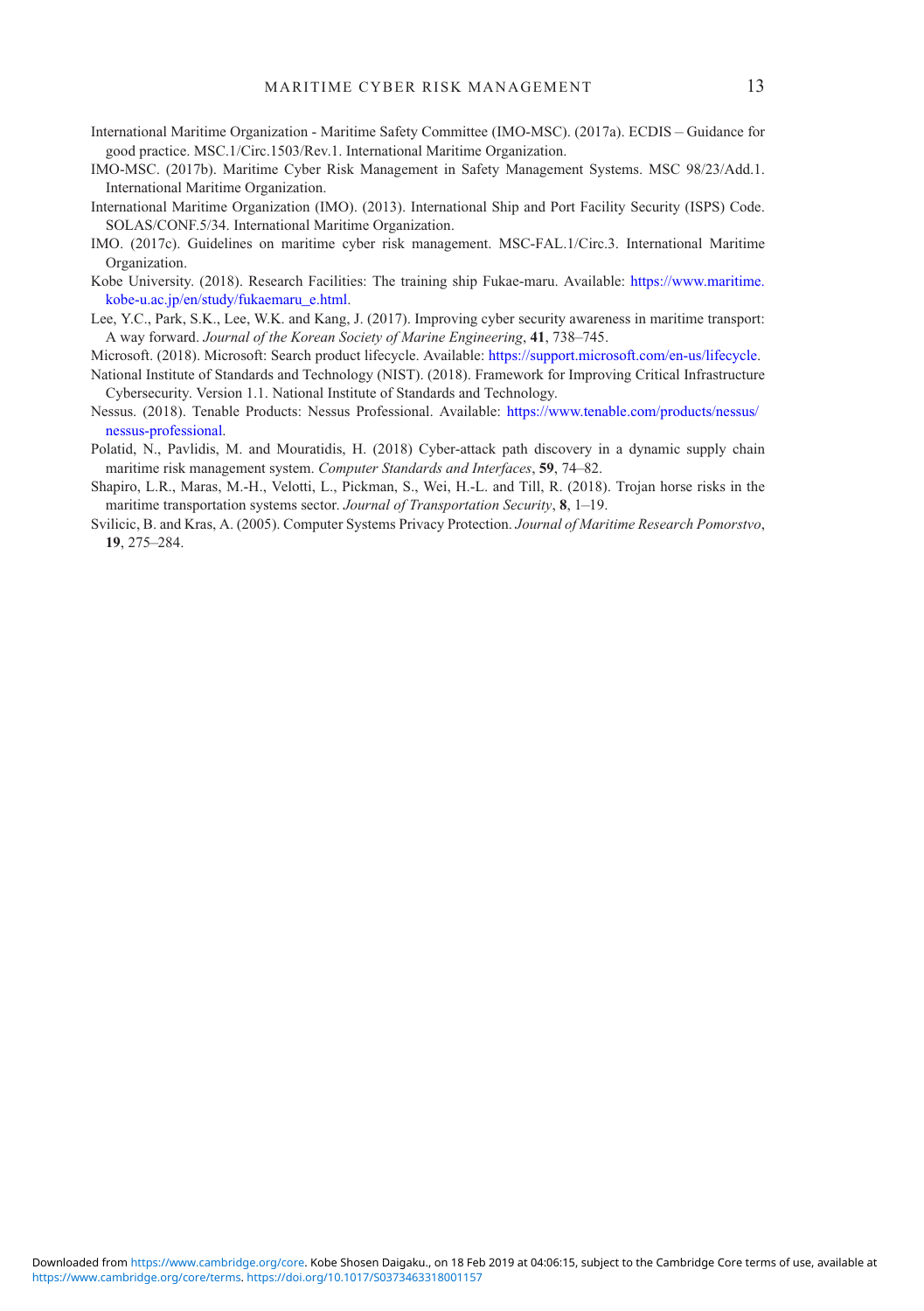International Maritime Organization - Maritime Safety Committee (IMO-MSC). (2017a). ECDIS – Guidance for good practice. MSC.1/Circ.1503/Rev.1. International Maritime Organization.

IMO-MSC. (2017b). Maritime Cyber Risk Management in Safety Management Systems. MSC 98/23/Add.1. International Maritime Organization.

International Maritime Organization (IMO). (2013). International Ship and Port Facility Security (ISPS) Code. SOLAS/CONF.5/34. International Maritime Organization.

IMO. (2017c). Guidelines on maritime cyber risk management. MSC-FAL.1/Circ.3. International Maritime Organization.

Kobe University. (2018). Research Facilities: The training ship Fukae-maru. Available: https://www.maritime.kobe-u.ac.jp/en/study/fukaemaru_e.html.

Lee, Y.C., Park, S.K., Lee, W.K. and Kang, J. (2017). Improving cyber security awareness in maritime transport: A way forward. *Journal of the Korean Society of Marine Engineering*, **41**, 738–745.

Microsoft. (2018). Microsoft: Search product lifecycle. Available: https://support.microsoft.com/en-us/lifecycle.

National Institute of Standards and Technology (NIST). (2018). Framework for Improving Critical Infrastructure Cybersecurity. Version 1.1. National Institute of Standards and Technology.

Nessus. (2018). Tenable Products: Nessus Professional. Available: https://www.tenable.com/products/nessus/nessus-professional.

Polatid, N., Pavlidis, M. and Mouratidis, H. (2018) Cyber-attack path discovery in a dynamic supply chain maritime risk management system. *Computer Standards and Interfaces*, **59**, 74–82.

Shapiro, L.R., Maras, M.-H., Velotti, L., Pickman, S., Wei, H.-L. and Till, R. (2018). Trojan horse risks in the maritime transportation systems sector. *Journal of Transportation Security*, **8**, 1–19.

Svilicic, B. and Kras, A. (2005). Computer Systems Privacy Protection. *Journal of Maritime Research Pomorstvo*, **19**, 275–284.